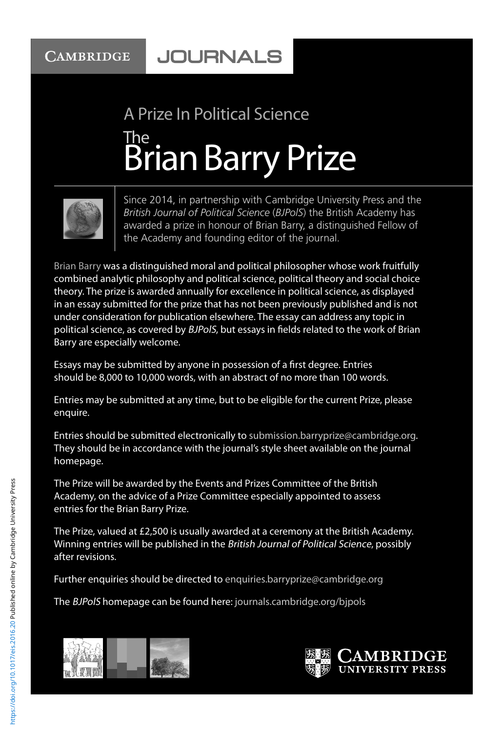CAMBRIDGE JOURNALS

## A Prize In Political Science

# The Brian Barry Prize

Since 2014, in partnership with Cambridge University Press and the *British Journal of Political Science* (*BJPolS*) the British Academy has awarded a prize in honour of Brian Barry, a distinguished Fellow of the Academy and founding editor of the journal.

Brian Barry was a distinguished moral and political philosopher whose work fruitfully combined analytic philosophy and political science, political theory and social choice theory. The prize is awarded annually for excellence in political science, as displayed in an essay submitted for the prize that has not been previously published and is not under consideration for publication elsewhere. The essay can address any topic in political science, as covered by *BJPolS*, but essays in fields related to the work of Brian Barry are especially welcome.

Essays may be submitted by anyone in possession of a first degree. Entries should be 8,000 to 10,000 words, with an abstract of no more than 100 words.

Entries may be submitted at any time, but to be eligible for the current Prize, please enquire.

Entries should be submitted electronically to submission.barryprize@cambridge.org. They should be in accordance with the journal's style sheet available on the journal homepage.

The Prize will be awarded by the Events and Prizes Committee of the British Academy, on the advice of a Prize Committee especially appointed to assess entries for the Brian Barry Prize.

The Prize, valued at £2,500 is usually awarded at a ceremony at the British Academy. Winning entries will be published in the *British Journal of Political Science*, possibly after revisions.

Further enquiries should be directed to enquiries.barryprize@cambridge.org

The *BJPolS* homepage can be found here: journals.cambridge.org/bjpols

CAMBRIDGE UNIVERSITY PRESS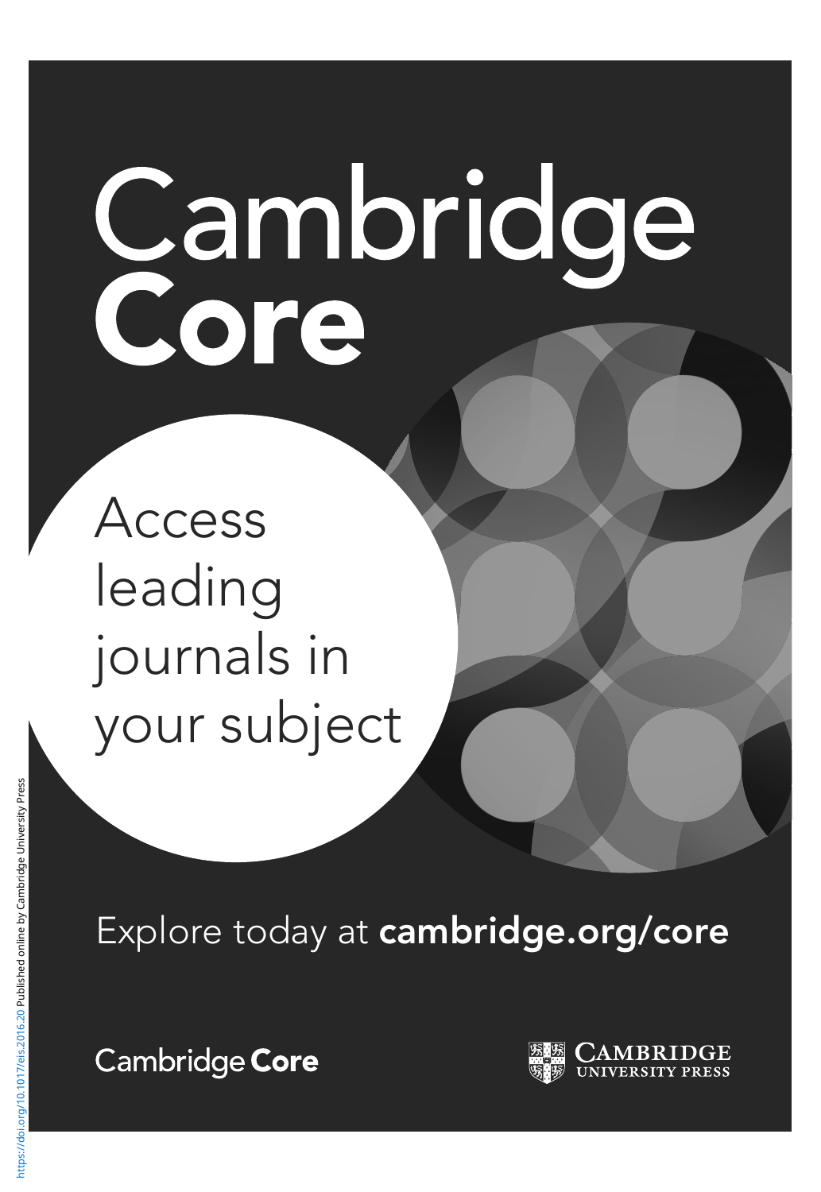# Cambridge Core

Access leading journals in your subject

Explore today at **cambridge.org/core**

Cambridge **Core**

CAMBRIDGE UNIVERSITY PRESS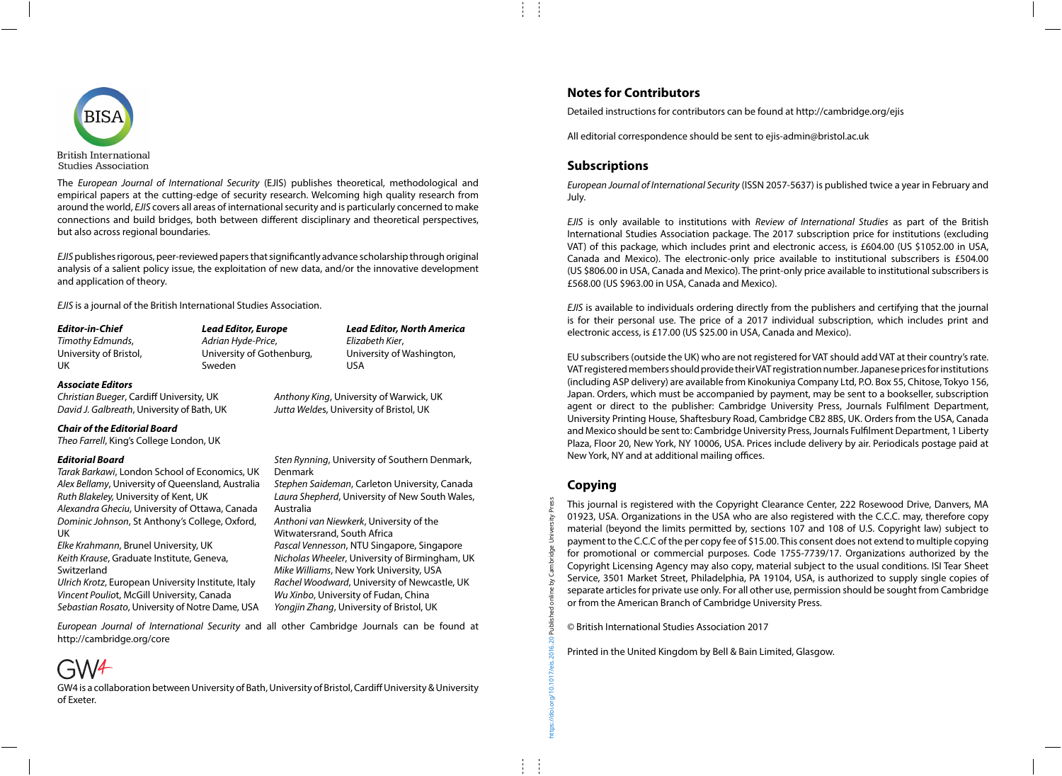British International Studies Association

The *European Journal of International Security* (EJIS) publishes theoretical, methodological and empirical papers at the cutting-edge of security research. Welcoming high quality research from around the world, *EJIS* covers all areas of international security and is particularly concerned to make connections and build bridges, both between different disciplinary and theoretical perspectives, but also across regional boundaries.

*EJIS* publishes rigorous, peer-reviewed papers that significantly advance scholarship through original analysis of a salient policy issue, the exploitation of new data, and/or the innovative development and application of theory.

*EJIS* is a journal of the British International Studies Association.

***Editor-in-Chief***
*Timothy Edmunds*,
University of Bristol,
UK

***Lead Editor, Europe***
*Adrian Hyde-Price*,
University of Gothenburg,
Sweden

***Lead Editor, North America***
*Elizabeth Kier*,
University of Washington,
USA

***Associate Editors***
*Christian Bueger*, Cardiff University, UK
*David J. Galbreath*, University of Bath, UK
*Anthony King*, University of Warwick, UK
*Jutta Weldes*, University of Bristol, UK

***Chair of the Editorial Board***
*Theo Farrell*, King's College London, UK

***Editorial Board***
*Tarak Barkawi*, London School of Economics, UK
*Alex Bellamy*, University of Queensland, Australia
*Ruth Blakeley*, University of Kent, UK
*Alexandra Gheciu*, University of Ottawa, Canada
*Dominic Johnson*, St Anthony's College, Oxford, UK
*Elke Krahmann*, Brunel University, UK
*Keith Krause*, Graduate Institute, Geneva, Switzerland
*Ulrich Krotz*, European University Institute, Italy
*Vincent Pouliot*, McGill University, Canada
*Sebastian Rosato*, University of Notre Dame, USA
*Sten Rynning*, University of Southern Denmark, Denmark
*Stephen Saideman*, Carleton University, Canada
*Laura Shepherd*, University of New South Wales, Australia
*Anthoni van Niewkerk*, University of the Witwatersrand, South Africa
*Pascal Vennesson*, NTU Singapore, Singapore
*Nicholas Wheeler*, University of Birmingham, UK
*Mike Williams*, New York University, USA
*Rachel Woodward*, University of Newcastle, UK
*Wu Xinbo*, University of Fudan, China
*Yongjin Zhang*, University of Bristol, UK

*European Journal of International Security* and all other Cambridge Journals can be found at http://cambridge.org/core

GW4 is a collaboration between University of Bath, University of Bristol, Cardiff University & University of Exeter.

## Notes for Contributors

Detailed instructions for contributors can be found at http://cambridge.org/ejis

All editorial correspondence should be sent to ejis-admin@bristol.ac.uk

## Subscriptions

*European Journal of International Security* (ISSN 2057-5637) is published twice a year in February and July.

*EJIS* is only available to institutions with *Review of International Studies* as part of the British International Studies Association package. The 2017 subscription price for institutions (excluding VAT) of this package, which includes print and electronic access, is £604.00 (US $1052.00 in USA, Canada and Mexico). The electronic-only price available to institutional subscribers is £504.00 (US $806.00 in USA, Canada and Mexico). The print-only price available to institutional subscribers is £568.00 (US $963.00 in USA, Canada and Mexico).

*EJIS* is available to individuals ordering directly from the publishers and certifying that the journal is for their personal use. The price of a 2017 individual subscription, which includes print and electronic access, is £17.00 (US $25.00 in USA, Canada and Mexico).

EU subscribers (outside the UK) who are not registered for VAT should add VAT at their country's rate. VAT registered members should provide their VAT registration number. Japanese prices for institutions (including ASP delivery) are available from Kinokuniya Company Ltd, P.O. Box 55, Chitose, Tokyo 156, Japan. Orders, which must be accompanied by payment, may be sent to a bookseller, subscription agent or direct to the publisher: Cambridge University Press, Journals Fulfilment Department, University Printing House, Shaftesbury Road, Cambridge CB2 8BS, UK. Orders from the USA, Canada and Mexico should be sent to: Cambridge University Press, Journals Fulfilment Department, 1 Liberty Plaza, Floor 20, New York, NY 10006, USA. Prices include delivery by air. Periodicals postage paid at New York, NY and at additional mailing offices.

## Copying

This journal is registered with the Copyright Clearance Center, 222 Rosewood Drive, Danvers, MA 01923, USA. Organizations in the USA who are also registered with the C.C.C. may, therefore copy material (beyond the limits permitted by, sections 107 and 108 of U.S. Copyright law) subject to payment to the C.C.C of the per copy fee of $15.00. This consent does not extend to multiple copying for promotional or commercial purposes. Code 1755-7739/17. Organizations authorized by the Copyright Licensing Agency may also copy, material subject to the usual conditions. ISI Tear Sheet Service, 3501 Market Street, Philadelphia, PA 19104, USA, is authorized to supply single copies of separate articles for private use only. For all other use, permission should be sought from Cambridge or from the American Branch of Cambridge University Press.

© British International Studies Association 2017

Printed in the United Kingdom by Bell & Bain Limited, Glasgow.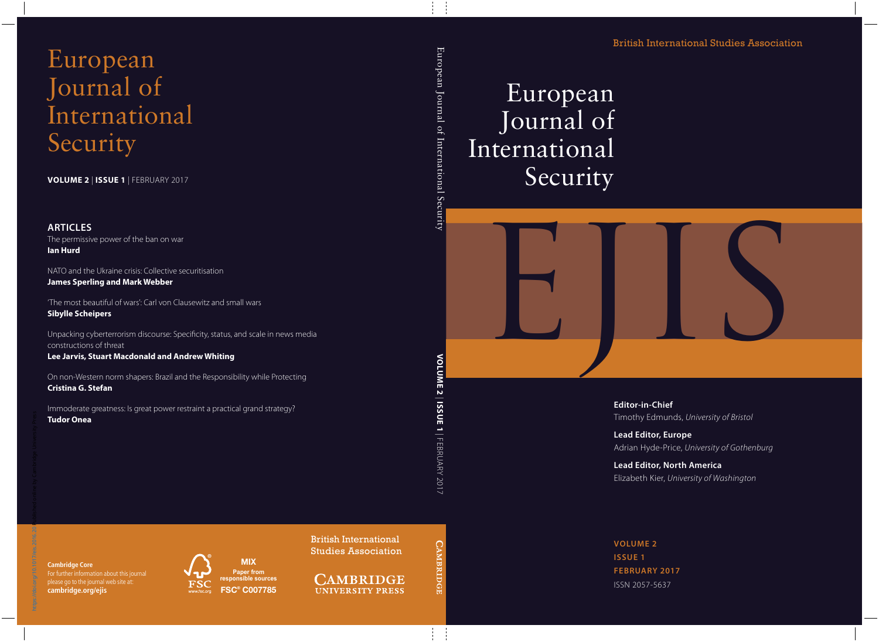# European Journal of International Security

**VOLUME 2** | **ISSUE 1** | FEBRUARY 2017

## ARTICLES

The permissive power of the ban on war
**Ian Hurd**

NATO and the Ukraine crisis: Collective securitisation
**James Sperling and Mark Webber**

'The most beautiful of wars': Carl von Clausewitz and small wars
**Sibylle Scheipers**

Unpacking cyberterrorism discourse: Specificity, status, and scale in news media constructions of threat
**Lee Jarvis, Stuart Macdonald and Andrew Whiting**

On non-Western norm shapers: Brazil and the Responsibility while Protecting
**Cristina G. Stefan**

Immoderate greatness: Is great power restraint a practical grand strategy?
**Tudor Onea**

**Cambridge Core**
For further information about this journal please go to the journal web site at:
**cambridge.org/ejis**

MIX
Paper from responsible sources
FSC® C007785

British International Studies Association

CAMBRIDGE UNIVERSITY PRESS

European Journal of International Security

**VOLUME 2** | **ISSUE 1** | FEBRUARY 2017

CAMBRIDGE

British International Studies Association

# European Journal of International Security

EJIS

**Editor-in-Chief**
Timothy Edmunds, *University of Bristol*

**Lead Editor, Europe**
Adrian Hyde-Price, *University of Gothenburg*

**Lead Editor, North America**
Elizabeth Kier, *University of Washington*

**VOLUME 2**
**ISSUE 1**
**FEBRUARY 2017**
ISSN 2057-5637